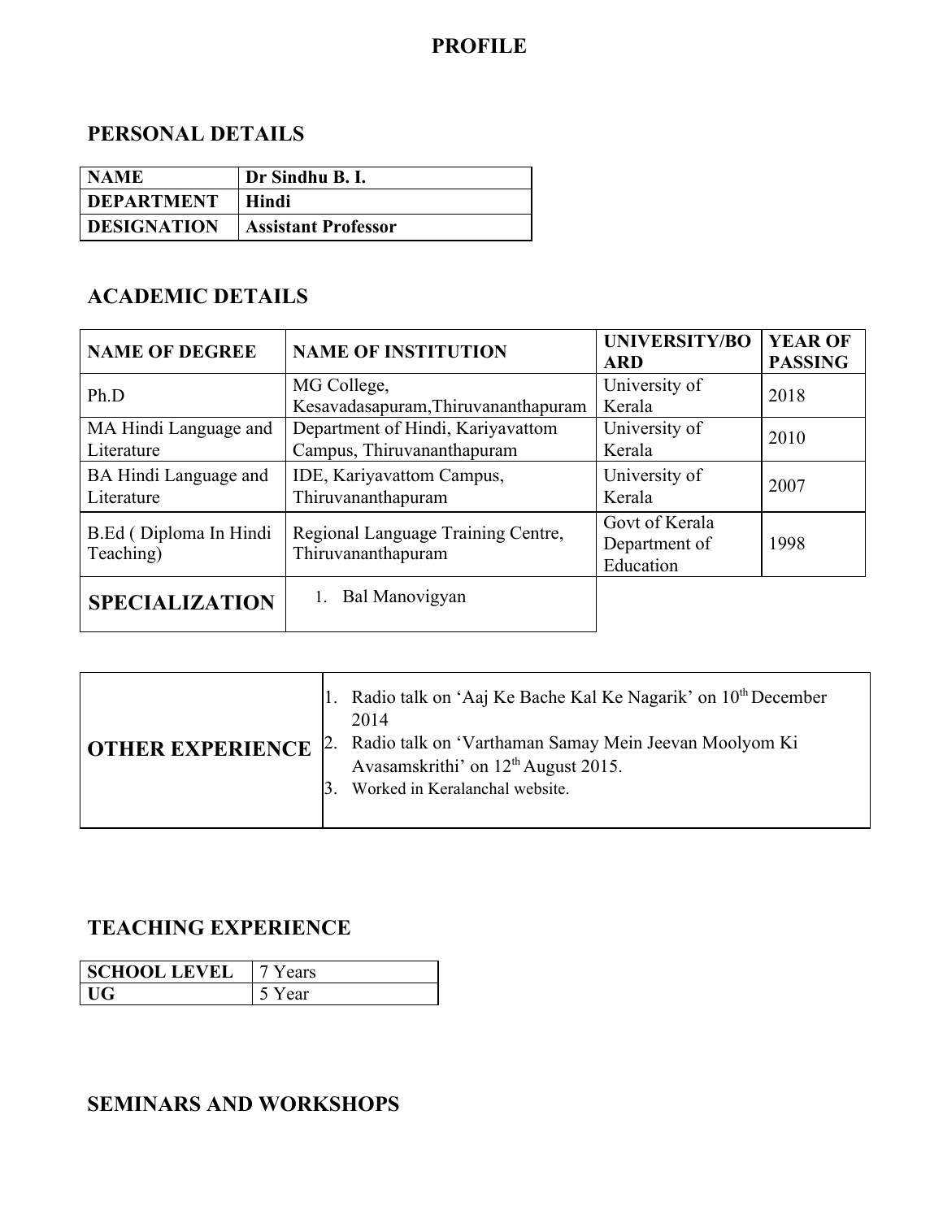# PROFILE

## PERSONAL DETAILS

| NAME | Dr Sindhu B. I. |
|---|---|
| DEPARTMENT | Hindi |
| DESIGNATION | Assistant Professor |

## ACADEMIC DETAILS

| NAME OF DEGREE | NAME OF INSTITUTION | UNIVERSITY/BOARD | YEAR OF PASSING |
|---|---|---|---|
| Ph.D | MG College, Kesavadasapuram,Thiruvananthapuram | University of Kerala | 2018 |
| MA Hindi Language and Literature | Department of Hindi, Kariyavattom Campus, Thiruvananthapuram | University of Kerala | 2010 |
| BA Hindi Language and Literature | IDE, Kariyavattom Campus, Thiruvananthapuram | University of Kerala | 2007 |
| B.Ed ( Diploma In Hindi Teaching) | Regional Language Training Centre, Thiruvananthapuram | Govt of Kerala Department of Education | 1998 |
| **SPECIALIZATION** | 1. Bal Manovigyan | | |

| **OTHER EXPERIENCE** | 1. Radio talk on 'Aaj Ke Bache Kal Ke Nagarik' on 10th December 2014<br>2. Radio talk on 'Varthaman Samay Mein Jeevan Moolyom Ki Avasamskrithi' on 12th August 2015.<br>3. Worked in Keralanchal website. |
|---|---|

## TEACHING EXPERIENCE

| SCHOOL LEVEL | 7 Years |
|---|---|
| UG | 5 Year |

## SEMINARS AND WORKSHOPS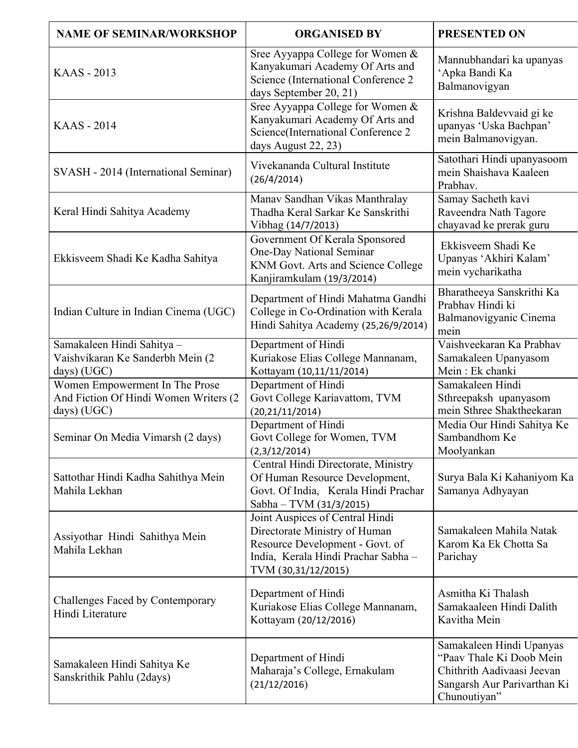| NAME OF SEMINAR/WORKSHOP | ORGANISED BY | PRESENTED ON |
| --- | --- | --- |
| KAAS - 2013 | Sree Ayyappa College for Women & Kanyakumari Academy Of Arts and Science (International Conference 2 days September 20, 21) | Mannubhandari ka upanyas 'Apka Bandi Ka Balmanovigyan |
| KAAS - 2014 | Sree Ayyappa College for Women & Kanyakumari Academy Of Arts and Science(International Conference 2 days August 22, 23) | Krishna Baldevvaid gi ke upanyas 'Uska Bachpan' mein Balmanovigyan. |
| SVASH - 2014 (International Seminar) | Vivekananda Cultural Institute (26/4/2014) | Satothari Hindi upanyasoom mein Shaishava Kaaleen Prabhav. |
| Keral Hindi Sahitya Academy | Manav Sandhan Vikas Manthralay Thadha Keral Sarkar Ke Sanskrithi Vibhag (14/7/2013) | Samay Sacheth kavi Raveendra Nath Tagore chayavad ke prerak guru |
| Ekkisveem Shadi Ke Kadha Sahitya | Government Of Kerala Sponsored One-Day National Seminar KNM Govt. Arts and Science College Kanjiramkulam (19/3/2014) | Ekkisveem Shadi Ke Upanyas 'Akhiri Kalam' mein vycharikatha |
| Indian Culture in Indian Cinema (UGC) | Department of Hindi Mahatma Gandhi College in Co-Ordination with Kerala Hindi Sahitya Academy (25,26/9/2014) | Bharatheeya Sanskrithi Ka Prabhav Hindi ki Balmanovigyanic Cinema mein |
| Samakaleen Hindi Sahitya – Vaishvikaran Ke Sanderbh Mein (2 days) (UGC) | Department of Hindi Kuriakose Elias College Mannanam, Kottayam (10,11/11/2014) | Vaishveekaran Ka Prabhav Samakaleen Upanyasom Mein : Ek chanki |
| Women Empowerment In The Prose And Fiction Of Hindi Women Writers (2 days) (UGC) | Department of Hindi Govt College Kariavattom, TVM (20,21/11/2014) | Samakaleen Hindi Sthreepaksh upanyasom mein Sthree Shaktheekaran |
| Seminar On Media Vimarsh (2 days) | Department of Hindi Govt College for Women, TVM (2,3/12/2014) | Media Our Hindi Sahitya Ke Sambandhom Ke Moolyankan |
| Sattothar Hindi Kadha Sahithya Mein Mahila Lekhan | Central Hindi Directorate, Ministry Of Human Resource Development, Govt. Of India, Kerala Hindi Prachar Sabha – TVM (31/3/2015) | Surya Bala Ki Kahaniyom Ka Samanya Adhyayan |
| Assiyothar Hindi Sahithya Mein Mahila Lekhan | Joint Auspices of Central Hindi Directorate Ministry of Human Resource Development - Govt. of India, Kerala Hindi Prachar Sabha – TVM (30,31/12/2015) | Samakaleen Mahila Natak Karom Ka Ek Chotta Sa Parichay |
| Challenges Faced by Contemporary Hindi Literature | Department of Hindi Kuriakose Elias College Mannanam, Kottayam (20/12/2016) | Asmitha Ki Thalash Samakaaleen Hindi Dalith Kavitha Mein |
| Samakaleen Hindi Sahitya Ke Sanskrithik Pahlu (2days) | Department of Hindi Maharaja's College, Ernakulam (21/12/2016) | Samakaleen Hindi Upanyas "Paav Thale Ki Doob Mein Chithrith Aadivaasi Jeevan Sangarsh Aur Parivarthan Ki Chunoutiyan" |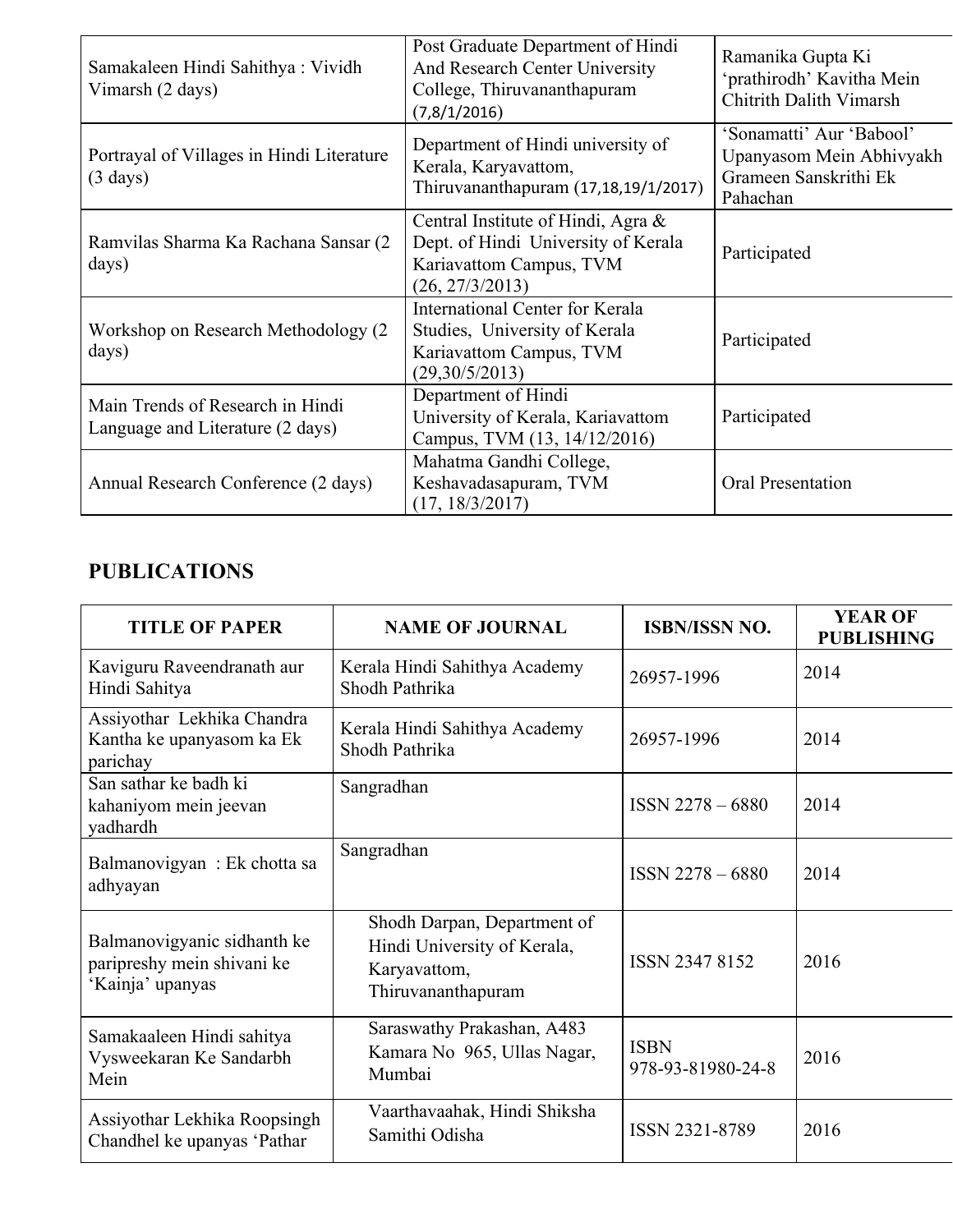| | | |
|---|---|---|
| Samakaleen Hindi Sahithya : Vividh Vimarsh (2 days) | Post Graduate Department of Hindi And Research Center University College, Thiruvananthapuram (7,8/1/2016) | Ramanika Gupta Ki 'prathirodh' Kavitha Mein Chitrith Dalith Vimarsh |
| Portrayal of Villages in Hindi Literature (3 days) | Department of Hindi university of Kerala, Karyavattom, Thiruvananthapuram (17,18,19/1/2017) | 'Sonamatti' Aur 'Babool' Upanyasom Mein Abhivyakh Grameen Sanskrithi Ek Pahachan |
| Ramvilas Sharma Ka Rachana Sansar (2 days) | Central Institute of Hindi, Agra & Dept. of Hindi University of Kerala Kariavattom Campus, TVM (26, 27/3/2013) | Participated |
| Workshop on Research Methodology (2 days) | International Center for Kerala Studies, University of Kerala Kariavattom Campus, TVM (29,30/5/2013) | Participated |
| Main Trends of Research in Hindi Language and Literature (2 days) | Department of Hindi University of Kerala, Kariavattom Campus, TVM (13, 14/12/2016) | Participated |
| Annual Research Conference (2 days) | Mahatma Gandhi College, Keshavadasapuram, TVM (17, 18/3/2017) | Oral Presentation |

## PUBLICATIONS

| TITLE OF PAPER | NAME OF JOURNAL | ISBN/ISSN NO. | YEAR OF PUBLISHING |
|---|---|---|---|
| Kaviguru Raveendranath aur Hindi Sahitya | Kerala Hindi Sahithya Academy Shodh Pathrika | 26957-1996 | 2014 |
| Assiyothar Lekhika Chandra Kantha ke upanyasom ka Ek parichay | Kerala Hindi Sahithya Academy Shodh Pathrika | 26957-1996 | 2014 |
| San sathar ke badh ki kahaniyom mein jeevan yadhardh | Sangradhan | ISSN 2278 – 6880 | 2014 |
| Balmanovigyan : Ek chotta sa adhyayan | Sangradhan | ISSN 2278 – 6880 | 2014 |
| Balmanovigyanic sidhanth ke paripreshy mein shivani ke 'Kainja' upanyas | Shodh Darpan, Department of Hindi University of Kerala, Karyavattom, Thiruvananthapuram | ISSN 2347 8152 | 2016 |
| Samakaaleen Hindi sahitya Vysweekaran Ke Sandarbh Mein | Saraswathy Prakashan, A483 Kamara No 965, Ullas Nagar, Mumbai | ISBN 978-93-81980-24-8 | 2016 |
| Assiyothar Lekhika Roopsingh Chandhel ke upanyas 'Pathar | Vaarthavaahak, Hindi Shiksha Samithi Odisha | ISSN 2321-8789 | 2016 |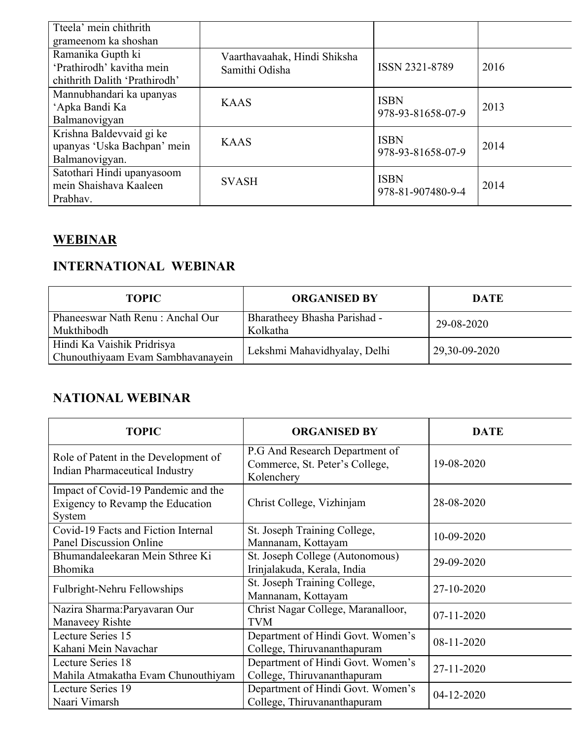| | | | |
|---|---|---|---|
| Tteela' mein chithrith grameenom ka shoshan | | | |
| Ramanika Gupth ki 'Prathirodh' kavitha mein chithrith Dalith 'Prathirodh' | Vaarthavaahak, Hindi Shiksha Samithi Odisha | ISSN 2321-8789 | 2016 |
| Mannubhandari ka upanyas 'Apka Bandi Ka Balmanovigyan | KAAS | ISBN 978-93-81658-07-9 | 2013 |
| Krishna Baldevvaid gi ke upanyas 'Uska Bachpan' mein Balmanovigyan. | KAAS | ISBN 978-93-81658-07-9 | 2014 |
| Satothari Hindi upanyasoom mein Shaishava Kaaleen Prabhav. | SVASH | ISBN 978-81-907480-9-4 | 2014 |

## WEBINAR

### INTERNATIONAL WEBINAR

| TOPIC | ORGANISED BY | DATE |
|---|---|---|
| Phaneeswar Nath Renu : Anchal Our Mukthibodh | Bharatheey Bhasha Parishad - Kolkatha | 29-08-2020 |
| Hindi Ka Vaishik Pridrisya Chunouthiyaam Evam Sambhavanayein | Lekshmi Mahavidhyalay, Delhi | 29,30-09-2020 |

### NATIONAL WEBINAR

| TOPIC | ORGANISED BY | DATE |
|---|---|---|
| Role of Patent in the Development of Indian Pharmaceutical Industry | P.G And Research Department of Commerce, St. Peter's College, Kolenchery | 19-08-2020 |
| Impact of Covid-19 Pandemic and the Exigency to Revamp the Education System | Christ College, Vizhinjam | 28-08-2020 |
| Covid-19 Facts and Fiction Internal Panel Discussion Online | St. Joseph Training College, Mannanam, Kottayam | 10-09-2020 |
| Bhumandaleekaran Mein Sthree Ki Bhomika | St. Joseph College (Autonomous) Irinjalakuda, Kerala, India | 29-09-2020 |
| Fulbright-Nehru Fellowships | St. Joseph Training College, Mannanam, Kottayam | 27-10-2020 |
| Nazira Sharma:Paryavaran Our Manaveey Rishte | Christ Nagar College, Maranalloor, TVM | 07-11-2020 |
| Lecture Series 15<br>Kahani Mein Navachar | Department of Hindi Govt. Women's College, Thiruvananthapuram | 08-11-2020 |
| Lecture Series 18<br>Mahila Atmakatha Evam Chunouthiyam | Department of Hindi Govt. Women's College, Thiruvananthapuram | 27-11-2020 |
| Lecture Series 19<br>Naari Vimarsh | Department of Hindi Govt. Women's College, Thiruvananthapuram | 04-12-2020 |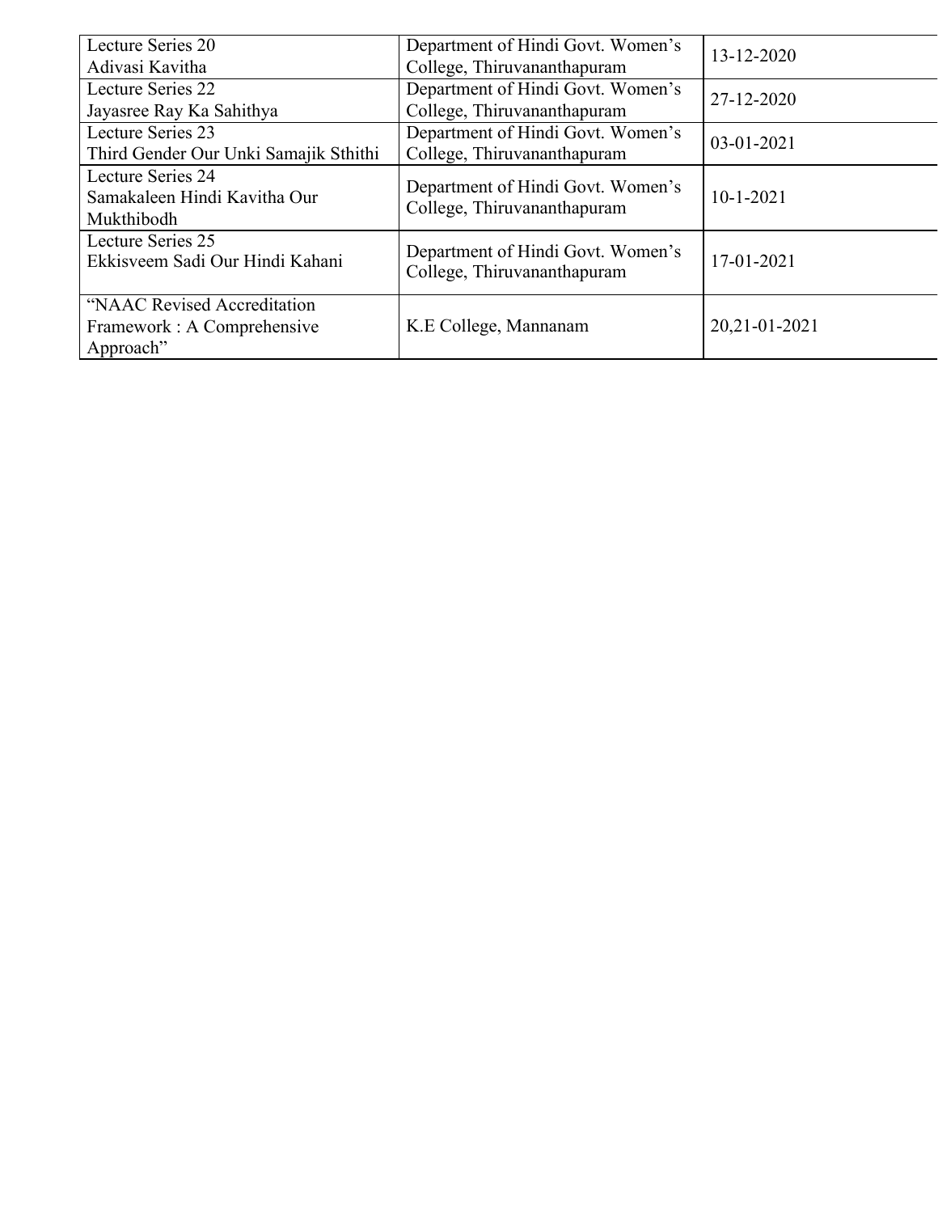| | | |
|---|---|---|
| Lecture Series 20<br>Adivasi Kavitha | Department of Hindi Govt. Women's College, Thiruvananthapuram | 13-12-2020 |
| Lecture Series 22<br>Jayasree Ray Ka Sahithya | Department of Hindi Govt. Women's College, Thiruvananthapuram | 27-12-2020 |
| Lecture Series 23<br>Third Gender Our Unki Samajik Sthithi | Department of Hindi Govt. Women's College, Thiruvananthapuram | 03-01-2021 |
| Lecture Series 24<br>Samakaleen Hindi Kavitha Our Mukthibodh | Department of Hindi Govt. Women's College, Thiruvananthapuram | 10-1-2021 |
| Lecture Series 25<br>Ekkisveem Sadi Our Hindi Kahani | Department of Hindi Govt. Women's College, Thiruvananthapuram | 17-01-2021 |
| "NAAC Revised Accreditation Framework : A Comprehensive Approach" | K.E College, Mannanam | 20,21-01-2021 |